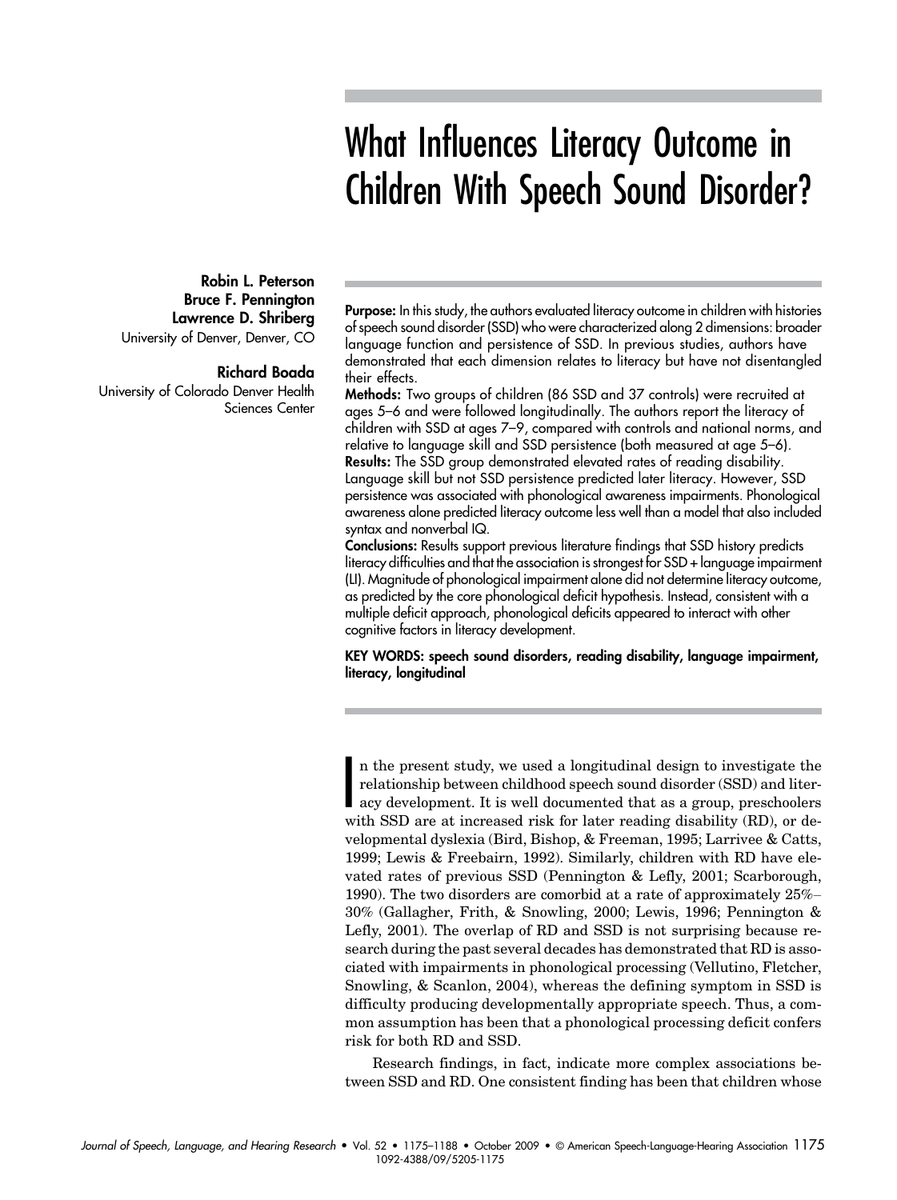# What Influences Literacy Outcome in Children With Speech Sound Disorder?

**Robin L. Peterson**
**Bruce F. Pennington**
**Lawrence D. Shriberg**
University of Denver, Denver, CO

**Richard Boada**
University of Colorado Denver Health Sciences Center

**Purpose:** In this study, the authors evaluated literacy outcome in children with histories of speech sound disorder (SSD) who were characterized along 2 dimensions: broader language function and persistence of SSD. In previous studies, authors have demonstrated that each dimension relates to literacy but have not disentangled their effects.

**Methods:** Two groups of children (86 SSD and 37 controls) were recruited at ages 5–6 and were followed longitudinally. The authors report the literacy of children with SSD at ages 7–9, compared with controls and national norms, and relative to language skill and SSD persistence (both measured at age 5–6).

**Results:** The SSD group demonstrated elevated rates of reading disability. Language skill but not SSD persistence predicted later literacy. However, SSD persistence was associated with phonological awareness impairments. Phonological awareness alone predicted literacy outcome less well than a model that also included syntax and nonverbal IQ.

**Conclusions:** Results support previous literature findings that SSD history predicts literacy difficulties and that the association is strongest for SSD + language impairment (LI). Magnitude of phonological impairment alone did not determine literacy outcome, as predicted by the core phonological deficit hypothesis. Instead, consistent with a multiple deficit approach, phonological deficits appeared to interact with other cognitive factors in literacy development.

**KEY WORDS: speech sound disorders, reading disability, language impairment, literacy, longitudinal**

In the present study, we used a longitudinal design to investigate the relationship between childhood speech sound disorder (SSD) and literacy development. It is well documented that as a group, preschoolers with SSD are at increased risk for later reading disability (RD), or developmental dyslexia (Bird, Bishop, & Freeman, 1995; Larrivee & Catts, 1999; Lewis & Freebairn, 1992). Similarly, children with RD have elevated rates of previous SSD (Pennington & Lefly, 2001; Scarborough, 1990). The two disorders are comorbid at a rate of approximately 25%–30% (Gallagher, Frith, & Snowling, 2000; Lewis, 1996; Pennington & Lefly, 2001). The overlap of RD and SSD is not surprising because research during the past several decades has demonstrated that RD is associated with impairments in phonological processing (Vellutino, Fletcher, Snowling, & Scanlon, 2004), whereas the defining symptom in SSD is difficulty producing developmentally appropriate speech. Thus, a common assumption has been that a phonological processing deficit confers risk for both RD and SSD.

Research findings, in fact, indicate more complex associations between SSD and RD. One consistent finding has been that children whose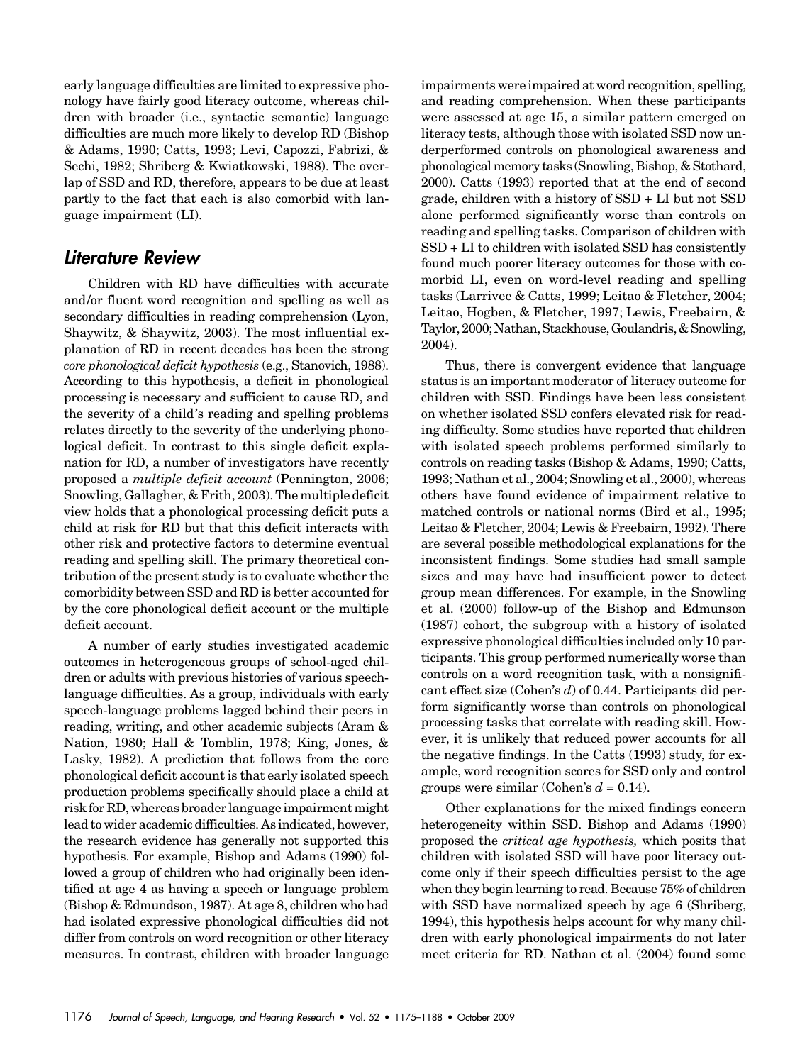early language difficulties are limited to expressive phonology have fairly good literacy outcome, whereas children with broader (i.e., syntactic–semantic) language difficulties are much more likely to develop RD (Bishop & Adams, 1990; Catts, 1993; Levi, Capozzi, Fabrizi, & Sechi, 1982; Shriberg & Kwiatkowski, 1988). The overlap of SSD and RD, therefore, appears to be due at least partly to the fact that each is also comorbid with language impairment (LI).

## Literature Review

Children with RD have difficulties with accurate and/or fluent word recognition and spelling as well as secondary difficulties in reading comprehension (Lyon, Shaywitz, & Shaywitz, 2003). The most influential explanation of RD in recent decades has been the strong *core phonological deficit hypothesis* (e.g., Stanovich, 1988). According to this hypothesis, a deficit in phonological processing is necessary and sufficient to cause RD, and the severity of a child's reading and spelling problems relates directly to the severity of the underlying phonological deficit. In contrast to this single deficit explanation for RD, a number of investigators have recently proposed a *multiple deficit account* (Pennington, 2006; Snowling, Gallagher, & Frith, 2003). The multiple deficit view holds that a phonological processing deficit puts a child at risk for RD but that this deficit interacts with other risk and protective factors to determine eventual reading and spelling skill. The primary theoretical contribution of the present study is to evaluate whether the comorbidity between SSD and RD is better accounted for by the core phonological deficit account or the multiple deficit account.

A number of early studies investigated academic outcomes in heterogeneous groups of school-aged children or adults with previous histories of various speech-language difficulties. As a group, individuals with early speech-language problems lagged behind their peers in reading, writing, and other academic subjects (Aram & Nation, 1980; Hall & Tomblin, 1978; King, Jones, & Lasky, 1982). A prediction that follows from the core phonological deficit account is that early isolated speech production problems specifically should place a child at risk for RD, whereas broader language impairment might lead to wider academic difficulties. As indicated, however, the research evidence has generally not supported this hypothesis. For example, Bishop and Adams (1990) followed a group of children who had originally been identified at age 4 as having a speech or language problem (Bishop & Edmundson, 1987). At age 8, children who had had isolated expressive phonological difficulties did not differ from controls on word recognition or other literacy measures. In contrast, children with broader language impairments were impaired at word recognition, spelling, and reading comprehension. When these participants were assessed at age 15, a similar pattern emerged on literacy tests, although those with isolated SSD now underperformed controls on phonological awareness and phonological memory tasks (Snowling, Bishop, & Stothard, 2000). Catts (1993) reported that at the end of second grade, children with a history of SSD + LI but not SSD alone performed significantly worse than controls on reading and spelling tasks. Comparison of children with SSD + LI to children with isolated SSD has consistently found much poorer literacy outcomes for those with comorbid LI, even on word-level reading and spelling tasks (Larrivee & Catts, 1999; Leitao & Fletcher, 2004; Leitao, Hogben, & Fletcher, 1997; Lewis, Freebairn, & Taylor, 2000; Nathan, Stackhouse, Goulandris, & Snowling, 2004).

Thus, there is convergent evidence that language status is an important moderator of literacy outcome for children with SSD. Findings have been less consistent on whether isolated SSD confers elevated risk for reading difficulty. Some studies have reported that children with isolated speech problems performed similarly to controls on reading tasks (Bishop & Adams, 1990; Catts, 1993; Nathan et al., 2004; Snowling et al., 2000), whereas others have found evidence of impairment relative to matched controls or national norms (Bird et al., 1995; Leitao & Fletcher, 2004; Lewis & Freebairn, 1992). There are several possible methodological explanations for the inconsistent findings. Some studies had small sample sizes and may have had insufficient power to detect group mean differences. For example, in the Snowling et al. (2000) follow-up of the Bishop and Edmunson (1987) cohort, the subgroup with a history of isolated expressive phonological difficulties included only 10 participants. This group performed numerically worse than controls on a word recognition task, with a nonsignificant effect size (Cohen's $d$) of 0.44. Participants did perform significantly worse than controls on phonological processing tasks that correlate with reading skill. However, it is unlikely that reduced power accounts for all the negative findings. In the Catts (1993) study, for example, word recognition scores for SSD only and control groups were similar (Cohen's $d = 0.14$).

Other explanations for the mixed findings concern heterogeneity within SSD. Bishop and Adams (1990) proposed the *critical age hypothesis,* which posits that children with isolated SSD will have poor literacy outcome only if their speech difficulties persist to the age when they begin learning to read. Because 75% of children with SSD have normalized speech by age 6 (Shriberg, 1994), this hypothesis helps account for why many children with early phonological impairments do not later meet criteria for RD. Nathan et al. (2004) found some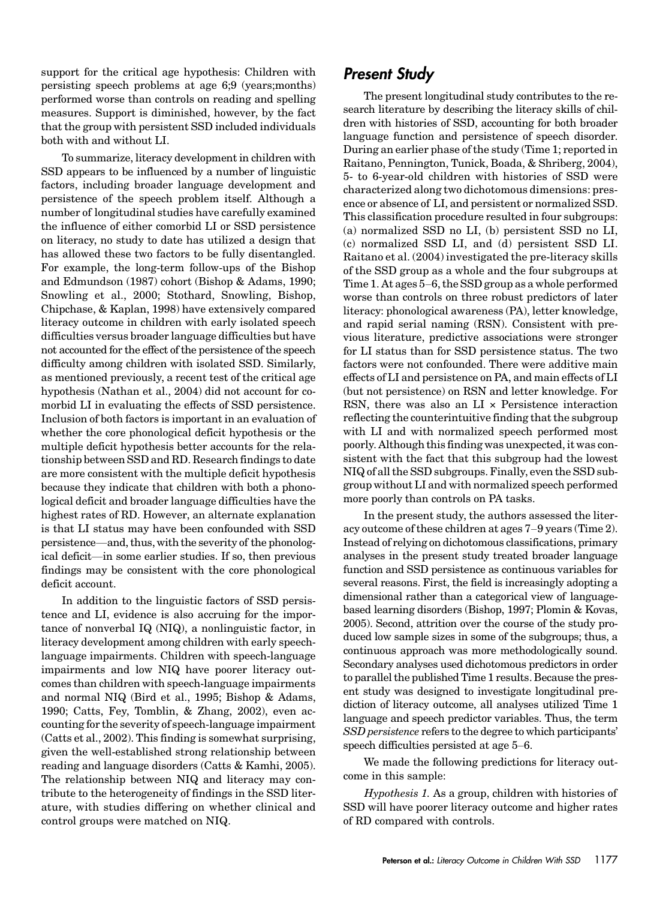support for the critical age hypothesis: Children with persisting speech problems at age 6;9 (years;months) performed worse than controls on reading and spelling measures. Support is diminished, however, by the fact that the group with persistent SSD included individuals both with and without LI.

To summarize, literacy development in children with SSD appears to be influenced by a number of linguistic factors, including broader language development and persistence of the speech problem itself. Although a number of longitudinal studies have carefully examined the influence of either comorbid LI or SSD persistence on literacy, no study to date has utilized a design that has allowed these two factors to be fully disentangled. For example, the long-term follow-ups of the Bishop and Edmundson (1987) cohort (Bishop & Adams, 1990; Snowling et al., 2000; Stothard, Snowling, Bishop, Chipchase, & Kaplan, 1998) have extensively compared literacy outcome in children with early isolated speech difficulties versus broader language difficulties but have not accounted for the effect of the persistence of the speech difficulty among children with isolated SSD. Similarly, as mentioned previously, a recent test of the critical age hypothesis (Nathan et al., 2004) did not account for comorbid LI in evaluating the effects of SSD persistence. Inclusion of both factors is important in an evaluation of whether the core phonological deficit hypothesis or the multiple deficit hypothesis better accounts for the relationship between SSD and RD. Research findings to date are more consistent with the multiple deficit hypothesis because they indicate that children with both a phonological deficit and broader language difficulties have the highest rates of RD. However, an alternate explanation is that LI status may have been confounded with SSD persistence—and, thus, with the severity of the phonological deficit—in some earlier studies. If so, then previous findings may be consistent with the core phonological deficit account.

In addition to the linguistic factors of SSD persistence and LI, evidence is also accruing for the importance of nonverbal IQ (NIQ), a nonlinguistic factor, in literacy development among children with early speech-language impairments. Children with speech-language impairments and low NIQ have poorer literacy outcomes than children with speech-language impairments and normal NIQ (Bird et al., 1995; Bishop & Adams, 1990; Catts, Fey, Tomblin, & Zhang, 2002), even accounting for the severity of speech-language impairment (Catts et al., 2002). This finding is somewhat surprising, given the well-established strong relationship between reading and language disorders (Catts & Kamhi, 2005). The relationship between NIQ and literacy may contribute to the heterogeneity of findings in the SSD literature, with studies differing on whether clinical and control groups were matched on NIQ.

## Present Study

The present longitudinal study contributes to the research literature by describing the literacy skills of children with histories of SSD, accounting for both broader language function and persistence of speech disorder. During an earlier phase of the study (Time 1; reported in Raitano, Pennington, Tunick, Boada, & Shriberg, 2004), 5- to 6-year-old children with histories of SSD were characterized along two dichotomous dimensions: presence or absence of LI, and persistent or normalized SSD. This classification procedure resulted in four subgroups: (a) normalized SSD no LI, (b) persistent SSD no LI, (c) normalized SSD LI, and (d) persistent SSD LI. Raitano et al. (2004) investigated the pre-literacy skills of the SSD group as a whole and the four subgroups at Time 1. At ages 5–6, the SSD group as a whole performed worse than controls on three robust predictors of later literacy: phonological awareness (PA), letter knowledge, and rapid serial naming (RSN). Consistent with previous literature, predictive associations were stronger for LI status than for SSD persistence status. The two factors were not confounded. There were additive main effects of LI and persistence on PA, and main effects of LI (but not persistence) on RSN and letter knowledge. For RSN, there was also an LI × Persistence interaction reflecting the counterintuitive finding that the subgroup with LI and with normalized speech performed most poorly. Although this finding was unexpected, it was consistent with the fact that this subgroup had the lowest NIQ of all the SSD subgroups. Finally, even the SSD subgroup without LI and with normalized speech performed more poorly than controls on PA tasks.

In the present study, the authors assessed the literacy outcome of these children at ages 7–9 years (Time 2). Instead of relying on dichotomous classifications, primary analyses in the present study treated broader language function and SSD persistence as continuous variables for several reasons. First, the field is increasingly adopting a dimensional rather than a categorical view of language-based learning disorders (Bishop, 1997; Plomin & Kovas, 2005). Second, attrition over the course of the study produced low sample sizes in some of the subgroups; thus, a continuous approach was more methodologically sound. Secondary analyses used dichotomous predictors in order to parallel the published Time 1 results. Because the present study was designed to investigate longitudinal prediction of literacy outcome, all analyses utilized Time 1 language and speech predictor variables. Thus, the term *SSD persistence* refers to the degree to which participants' speech difficulties persisted at age 5–6.

We made the following predictions for literacy outcome in this sample:

*Hypothesis 1.* As a group, children with histories of SSD will have poorer literacy outcome and higher rates of RD compared with controls.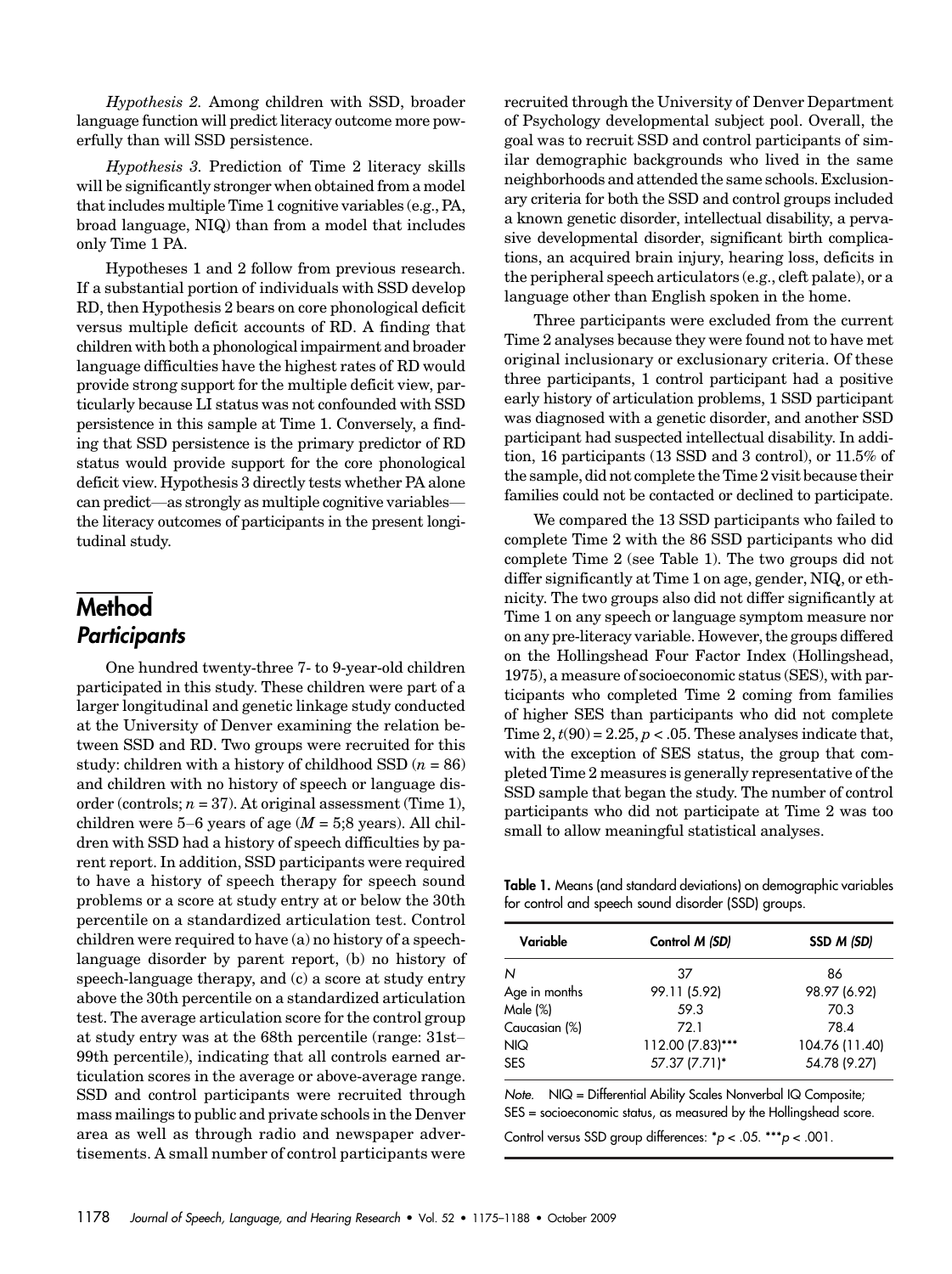*Hypothesis 2.* Among children with SSD, broader language function will predict literacy outcome more powerfully than will SSD persistence.

*Hypothesis 3.* Prediction of Time 2 literacy skills will be significantly stronger when obtained from a model that includes multiple Time 1 cognitive variables (e.g., PA, broad language, NIQ) than from a model that includes only Time 1 PA.

Hypotheses 1 and 2 follow from previous research. If a substantial portion of individuals with SSD develop RD, then Hypothesis 2 bears on core phonological deficit versus multiple deficit accounts of RD. A finding that children with both a phonological impairment and broader language difficulties have the highest rates of RD would provide strong support for the multiple deficit view, particularly because LI status was not confounded with SSD persistence in this sample at Time 1. Conversely, a finding that SSD persistence is the primary predictor of RD status would provide support for the core phonological deficit view. Hypothesis 3 directly tests whether PA alone can predict—as strongly as multiple cognitive variables—the literacy outcomes of participants in the present longitudinal study.

# Method

## Participants

One hundred twenty-three 7- to 9-year-old children participated in this study. These children were part of a larger longitudinal and genetic linkage study conducted at the University of Denver examining the relation between SSD and RD. Two groups were recruited for this study: children with a history of childhood SSD ($n = 86$) and children with no history of speech or language disorder (controls; $n = 37$). At original assessment (Time 1), children were 5–6 years of age ($M$ = 5;8 years). All children with SSD had a history of speech difficulties by parent report. In addition, SSD participants were required to have a history of speech therapy for speech sound problems or a score at study entry at or below the 30th percentile on a standardized articulation test. Control children were required to have (a) no history of a speech-language disorder by parent report, (b) no history of speech-language therapy, and (c) a score at study entry above the 30th percentile on a standardized articulation test. The average articulation score for the control group at study entry was at the 68th percentile (range: 31st–99th percentile), indicating that all controls earned articulation scores in the average or above-average range. SSD and control participants were recruited through mass mailings to public and private schools in the Denver area as well as through radio and newspaper advertisements. A small number of control participants were recruited through the University of Denver Department of Psychology developmental subject pool. Overall, the goal was to recruit SSD and control participants of similar demographic backgrounds who lived in the same neighborhoods and attended the same schools. Exclusionary criteria for both the SSD and control groups included a known genetic disorder, intellectual disability, a pervasive developmental disorder, significant birth complications, an acquired brain injury, hearing loss, deficits in the peripheral speech articulators (e.g., cleft palate), or a language other than English spoken in the home.

Three participants were excluded from the current Time 2 analyses because they were found not to have met original inclusionary or exclusionary criteria. Of these three participants, 1 control participant had a positive early history of articulation problems, 1 SSD participant was diagnosed with a genetic disorder, and another SSD participant had suspected intellectual disability. In addition, 16 participants (13 SSD and 3 control), or 11.5% of the sample, did not complete the Time 2 visit because their families could not be contacted or declined to participate.

We compared the 13 SSD participants who failed to complete Time 2 with the 86 SSD participants who did complete Time 2 (see Table 1). The two groups did not differ significantly at Time 1 on age, gender, NIQ, or ethnicity. The two groups also did not differ significantly at Time 1 on any speech or language symptom measure nor on any pre-literacy variable. However, the groups differed on the Hollingshead Four Factor Index (Hollingshead, 1975), a measure of socioeconomic status (SES), with participants who completed Time 2 coming from families of higher SES than participants who did not complete Time 2, $t(90) = 2.25$, $p < .05$. These analyses indicate that, with the exception of SES status, the group that completed Time 2 measures is generally representative of the SSD sample that began the study. The number of control participants who did not participate at Time 2 was too small to allow meaningful statistical analyses.

**Table 1.** Means (and standard deviations) on demographic variables for control and speech sound disorder (SSD) groups.

| Variable | Control *M (SD)* | SSD *M (SD)* |
|---|---|---|
| *N* | 37 | 86 |
| Age in months | 99.11 (5.92) | 98.97 (6.92) |
| Male (%) | 59.3 | 70.3 |
| Caucasian (%) | 72.1 | 78.4 |
| NIQ | 112.00 (7.83)*** | 104.76 (11.40) |
| SES | 57.37 (7.71)* | 54.78 (9.27) |

*Note.* NIQ = Differential Ability Scales Nonverbal IQ Composite; SES = socioeconomic status, as measured by the Hollingshead score.

Control versus SSD group differences: *$p < .05$. ***$p < .001$.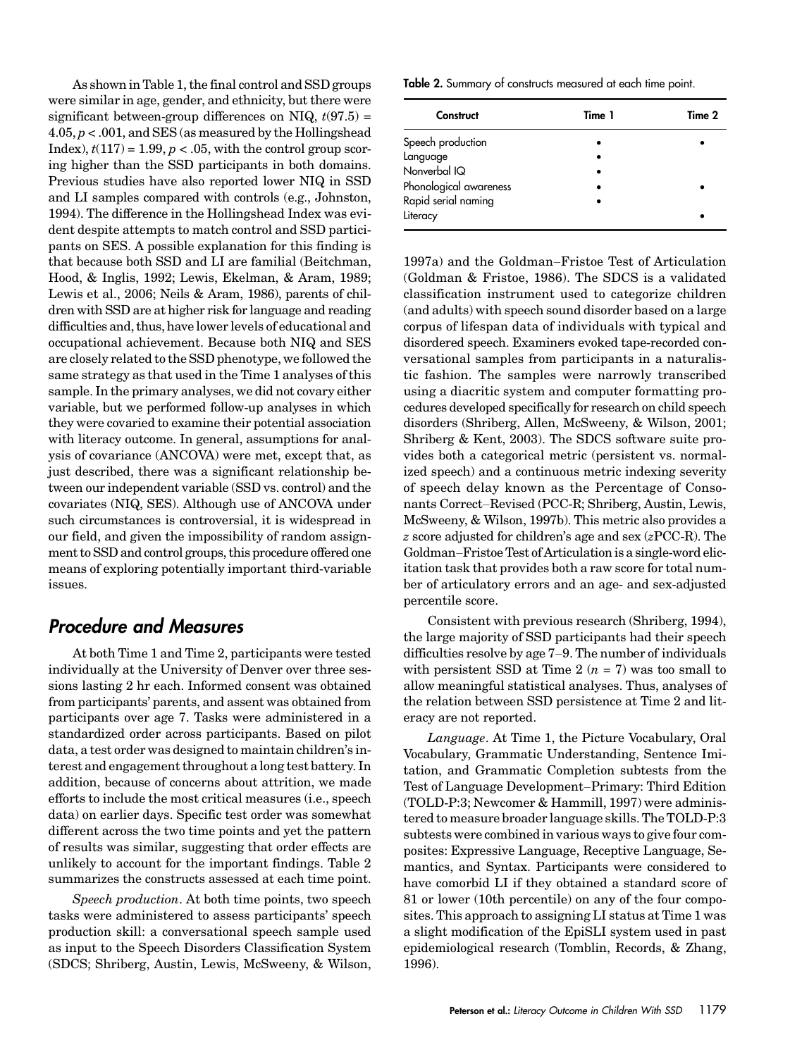As shown in Table 1, the final control and SSD groups were similar in age, gender, and ethnicity, but there were significant between-group differences on NIQ, $t(97.5) = 4.05$, $p < .001$, and SES (as measured by the Hollingshead Index), $t(117) = 1.99$, $p < .05$, with the control group scoring higher than the SSD participants in both domains. Previous studies have also reported lower NIQ in SSD and LI samples compared with controls (e.g., Johnston, 1994). The difference in the Hollingshead Index was evident despite attempts to match control and SSD participants on SES. A possible explanation for this finding is that because both SSD and LI are familial (Beitchman, Hood, & Inglis, 1992; Lewis, Ekelman, & Aram, 1989; Lewis et al., 2006; Neils & Aram, 1986), parents of children with SSD are at higher risk for language and reading difficulties and, thus, have lower levels of educational and occupational achievement. Because both NIQ and SES are closely related to the SSD phenotype, we followed the same strategy as that used in the Time 1 analyses of this sample. In the primary analyses, we did not covary either variable, but we performed follow-up analyses in which they were covaried to examine their potential association with literacy outcome. In general, assumptions for analysis of covariance (ANCOVA) were met, except that, as just described, there was a significant relationship between our independent variable (SSD vs. control) and the covariates (NIQ, SES). Although use of ANCOVA under such circumstances is controversial, it is widespread in our field, and given the impossibility of random assignment to SSD and control groups, this procedure offered one means of exploring potentially important third-variable issues.

## Procedure and Measures

At both Time 1 and Time 2, participants were tested individually at the University of Denver over three sessions lasting 2 hr each. Informed consent was obtained from participants' parents, and assent was obtained from participants over age 7. Tasks were administered in a standardized order across participants. Based on pilot data, a test order was designed to maintain children's interest and engagement throughout a long test battery. In addition, because of concerns about attrition, we made efforts to include the most critical measures (i.e., speech data) on earlier days. Specific test order was somewhat different across the two time points and yet the pattern of results was similar, suggesting that order effects are unlikely to account for the important findings. Table 2 summarizes the constructs assessed at each time point.

*Speech production*. At both time points, two speech tasks were administered to assess participants' speech production skill: a conversational speech sample used as input to the Speech Disorders Classification System (SDCS; Shriberg, Austin, Lewis, McSweeny, & Wilson, 1997a) and the Goldman–Fristoe Test of Articulation (Goldman & Fristoe, 1986). The SDCS is a validated classification instrument used to categorize children (and adults) with speech sound disorder based on a large corpus of lifespan data of individuals with typical and disordered speech. Examiners evoked tape-recorded conversational samples from participants in a naturalistic fashion. The samples were narrowly transcribed using a diacritic system and computer formatting procedures developed specifically for research on child speech disorders (Shriberg, Allen, McSweeny, & Wilson, 2001; Shriberg & Kent, 2003). The SDCS software suite provides both a categorical metric (persistent vs. normalized speech) and a continuous metric indexing severity of speech delay known as the Percentage of Consonants Correct–Revised (PCC-R; Shriberg, Austin, Lewis, McSweeny, & Wilson, 1997b). This metric also provides a *z* score adjusted for children's age and sex (*z*PCC-R). The Goldman–Fristoe Test of Articulation is a single-word elicitation task that provides both a raw score for total number of articulatory errors and an age- and sex-adjusted percentile score.

**Table 2.** Summary of constructs measured at each time point.

| Construct | Time 1 | Time 2 |
|---|---|---|
| Speech production | • | • |
| Language | • | |
| Nonverbal IQ | • | |
| Phonological awareness | • | • |
| Rapid serial naming | • | |
| Literacy | | • |

Consistent with previous research (Shriberg, 1994), the large majority of SSD participants had their speech difficulties resolve by age 7–9. The number of individuals with persistent SSD at Time 2 ($n = 7$) was too small to allow meaningful statistical analyses. Thus, analyses of the relation between SSD persistence at Time 2 and literacy are not reported.

*Language*. At Time 1, the Picture Vocabulary, Oral Vocabulary, Grammatic Understanding, Sentence Imitation, and Grammatic Completion subtests from the Test of Language Development–Primary: Third Edition (TOLD-P:3; Newcomer & Hammill, 1997) were administered to measure broader language skills. The TOLD-P:3 subtests were combined in various ways to give four composites: Expressive Language, Receptive Language, Semantics, and Syntax. Participants were considered to have comorbid LI if they obtained a standard score of 81 or lower (10th percentile) on any of the four composites. This approach to assigning LI status at Time 1 was a slight modification of the EpiSLI system used in past epidemiological research (Tomblin, Records, & Zhang, 1996).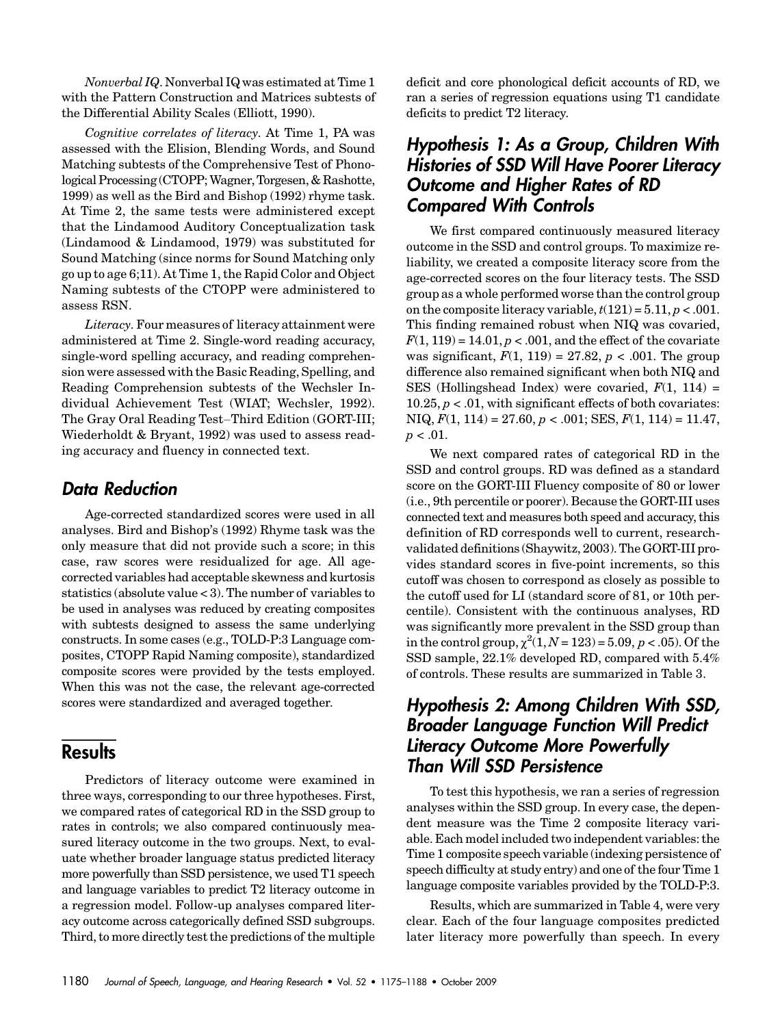*Nonverbal IQ*. Nonverbal IQ was estimated at Time 1 with the Pattern Construction and Matrices subtests of the Differential Ability Scales (Elliott, 1990).

*Cognitive correlates of literacy*. At Time 1, PA was assessed with the Elision, Blending Words, and Sound Matching subtests of the Comprehensive Test of Phonological Processing (CTOPP; Wagner, Torgesen, & Rashotte, 1999) as well as the Bird and Bishop (1992) rhyme task. At Time 2, the same tests were administered except that the Lindamood Auditory Conceptualization task (Lindamood & Lindamood, 1979) was substituted for Sound Matching (since norms for Sound Matching only go up to age 6;11). At Time 1, the Rapid Color and Object Naming subtests of the CTOPP were administered to assess RSN.

*Literacy*. Four measures of literacy attainment were administered at Time 2. Single-word reading accuracy, single-word spelling accuracy, and reading comprehension were assessed with the Basic Reading, Spelling, and Reading Comprehension subtests of the Wechsler Individual Achievement Test (WIAT; Wechsler, 1992). The Gray Oral Reading Test–Third Edition (GORT-III; Wiederholdt & Bryant, 1992) was used to assess reading accuracy and fluency in connected text.

## Data Reduction

Age-corrected standardized scores were used in all analyses. Bird and Bishop's (1992) Rhyme task was the only measure that did not provide such a score; in this case, raw scores were residualized for age. All age-corrected variables had acceptable skewness and kurtosis statistics (absolute value < 3). The number of variables to be used in analyses was reduced by creating composites with subtests designed to assess the same underlying constructs. In some cases (e.g., TOLD-P:3 Language composites, CTOPP Rapid Naming composite), standardized composite scores were provided by the tests employed. When this was not the case, the relevant age-corrected scores were standardized and averaged together.

# Results

Predictors of literacy outcome were examined in three ways, corresponding to our three hypotheses. First, we compared rates of categorical RD in the SSD group to rates in controls; we also compared continuously measured literacy outcome in the two groups. Next, to evaluate whether broader language status predicted literacy more powerfully than SSD persistence, we used T1 speech and language variables to predict T2 literacy outcome in a regression model. Follow-up analyses compared literacy outcome across categorically defined SSD subgroups. Third, to more directly test the predictions of the multiple deficit and core phonological deficit accounts of RD, we ran a series of regression equations using T1 candidate deficits to predict T2 literacy.

## Hypothesis 1: As a Group, Children With Histories of SSD Will Have Poorer Literacy Outcome and Higher Rates of RD Compared With Controls

We first compared continuously measured literacy outcome in the SSD and control groups. To maximize reliability, we created a composite literacy score from the age-corrected scores on the four literacy tests. The SSD group as a whole performed worse than the control group on the composite literacy variable, $t(121) = 5.11, p < .001$. This finding remained robust when NIQ was covaried, $F(1, 119) = 14.01, p < .001$, and the effect of the covariate was significant, $F(1, 119) = 27.82, p < .001$. The group difference also remained significant when both NIQ and SES (Hollingshead Index) were covaried, $F(1, 114) = 10.25, p < .01$, with significant effects of both covariates: NIQ, $F(1, 114) = 27.60, p < .001$; SES, $F(1, 114) = 11.47, p < .01$.

We next compared rates of categorical RD in the SSD and control groups. RD was defined as a standard score on the GORT-III Fluency composite of 80 or lower (i.e., 9th percentile or poorer). Because the GORT-III uses connected text and measures both speed and accuracy, this definition of RD corresponds well to current, research-validated definitions (Shaywitz, 2003). The GORT-III provides standard scores in five-point increments, so this cutoff was chosen to correspond as closely as possible to the cutoff used for LI (standard score of 81, or 10th percentile). Consistent with the continuous analyses, RD was significantly more prevalent in the SSD group than in the control group, $\chi^2(1, N = 123) = 5.09, p < .05$. Of the SSD sample, 22.1% developed RD, compared with 5.4% of controls. These results are summarized in Table 3.

## Hypothesis 2: Among Children With SSD, Broader Language Function Will Predict Literacy Outcome More Powerfully Than Will SSD Persistence

To test this hypothesis, we ran a series of regression analyses within the SSD group. In every case, the dependent measure was the Time 2 composite literacy variable. Each model included two independent variables: the Time 1 composite speech variable (indexing persistence of speech difficulty at study entry) and one of the four Time 1 language composite variables provided by the TOLD-P:3.

Results, which are summarized in Table 4, were very clear. Each of the four language composites predicted later literacy more powerfully than speech. In every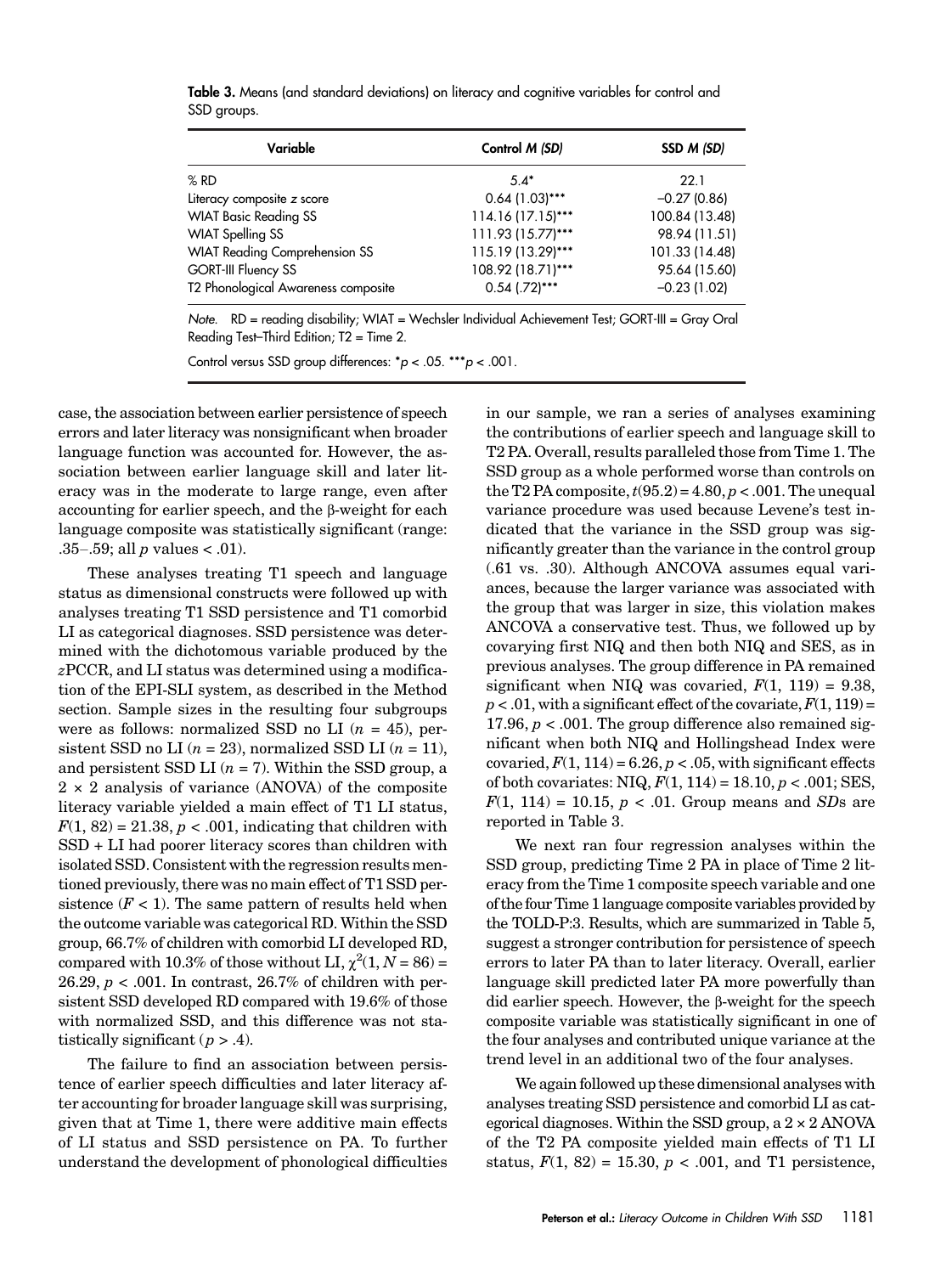**Table 3.** Means (and standard deviations) on literacy and cognitive variables for control and SSD groups.

| Variable | Control *M (SD)* | SSD *M (SD)* |
|---|---|---|
| % RD | 5.4* | 22.1 |
| Literacy composite *z* score | 0.64 (1.03)*** | −0.27 (0.86) |
| WIAT Basic Reading SS | 114.16 (17.15)*** | 100.84 (13.48) |
| WIAT Spelling SS | 111.93 (15.77)*** | 98.94 (11.51) |
| WIAT Reading Comprehension SS | 115.19 (13.29)*** | 101.33 (14.48) |
| GORT-III Fluency SS | 108.92 (18.71)*** | 95.64 (15.60) |
| T2 Phonological Awareness composite | 0.54 (.72)*** | −0.23 (1.02) |

*Note.* RD = reading disability; WIAT = Wechsler Individual Achievement Test; GORT-III = Gray Oral Reading Test–Third Edition; T2 = Time 2.

Control versus SSD group differences: *$p < .05$. ***$p < .001$.

case, the association between earlier persistence of speech errors and later literacy was nonsignificant when broader language function was accounted for. However, the association between earlier language skill and later literacy was in the moderate to large range, even after accounting for earlier speech, and the β-weight for each language composite was statistically significant (range: .35–.59; all $p$ values < .01).

These analyses treating T1 speech and language status as dimensional constructs were followed up with analyses treating T1 SSD persistence and T1 comorbid LI as categorical diagnoses. SSD persistence was determined with the dichotomous variable produced by the *z*PCCR, and LI status was determined using a modification of the EPI-SLI system, as described in the Method section. Sample sizes in the resulting four subgroups were as follows: normalized SSD no LI ($n = 45$), persistent SSD no LI ($n = 23$), normalized SSD LI ($n = 11$), and persistent SSD LI ($n = 7$). Within the SSD group, a 2 × 2 analysis of variance (ANOVA) of the composite literacy variable yielded a main effect of T1 LI status, $F(1, 82) = 21.38$, $p < .001$, indicating that children with SSD + LI had poorer literacy scores than children with isolated SSD. Consistent with the regression results mentioned previously, there was no main effect of T1 SSD persistence ($F < 1$). The same pattern of results held when the outcome variable was categorical RD. Within the SSD group, 66.7% of children with comorbid LI developed RD, compared with 10.3% of those without LI, $\chi^2(1, N = 86) = 26.29$, $p < .001$. In contrast, 26.7% of children with persistent SSD developed RD compared with 19.6% of those with normalized SSD, and this difference was not statistically significant ($p > .4$).

The failure to find an association between persistence of earlier speech difficulties and later literacy after accounting for broader language skill was surprising, given that at Time 1, there were additive main effects of LI status and SSD persistence on PA. To further understand the development of phonological difficulties in our sample, we ran a series of analyses examining the contributions of earlier speech and language skill to T2 PA. Overall, results paralleled those from Time 1. The SSD group as a whole performed worse than controls on the T2 PA composite, $t(95.2) = 4.80$, $p < .001$. The unequal variance procedure was used because Levene's test indicated that the variance in the SSD group was significantly greater than the variance in the control group (.61 vs. .30). Although ANCOVA assumes equal variances, because the larger variance was associated with the group that was larger in size, this violation makes ANCOVA a conservative test. Thus, we followed up by covarying first NIQ and then both NIQ and SES, as in previous analyses. The group difference in PA remained significant when NIQ was covaried, $F(1, 119) = 9.38$, $p < .01$, with a significant effect of the covariate, $F(1, 119) = 17.96$, $p < .001$. The group difference also remained significant when both NIQ and Hollingshead Index were covaried, $F(1, 114) = 6.26$, $p < .05$, with significant effects of both covariates: NIQ, $F(1, 114) = 18.10$, $p < .001$; SES, $F(1, 114) = 10.15$, $p < .01$. Group means and *SD*s are reported in Table 3.

We next ran four regression analyses within the SSD group, predicting Time 2 PA in place of Time 2 literacy from the Time 1 composite speech variable and one of the four Time 1 language composite variables provided by the TOLD-P:3. Results, which are summarized in Table 5, suggest a stronger contribution for persistence of speech errors to later PA than to later literacy. Overall, earlier language skill predicted later PA more powerfully than did earlier speech. However, the β-weight for the speech composite variable was statistically significant in one of the four analyses and contributed unique variance at the trend level in an additional two of the four analyses.

We again followed up these dimensional analyses with analyses treating SSD persistence and comorbid LI as categorical diagnoses. Within the SSD group, a 2 × 2 ANOVA of the T2 PA composite yielded main effects of T1 LI status, $F(1, 82) = 15.30$, $p < .001$, and T1 persistence,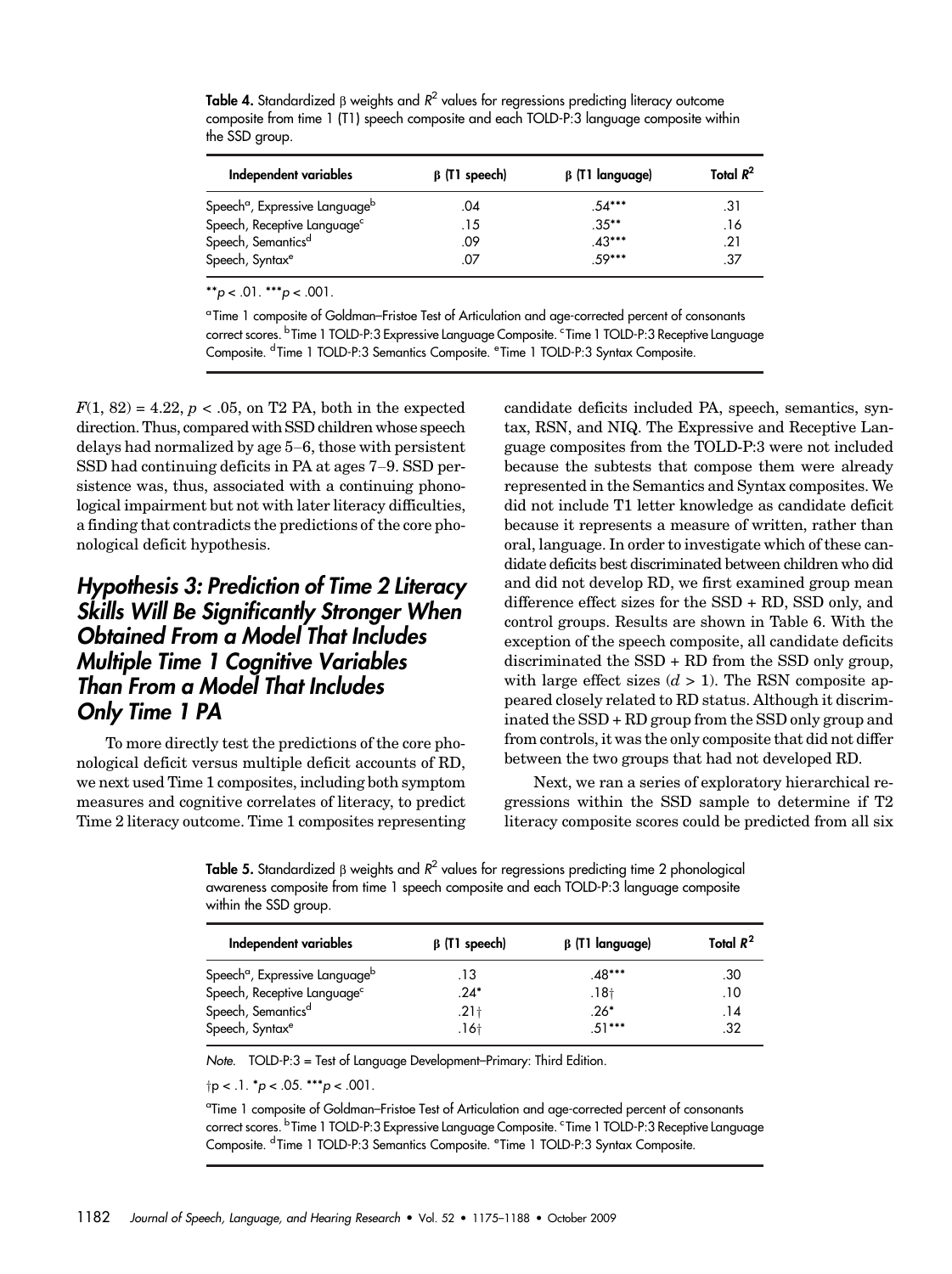**Table 4.** Standardized β weights and $R^2$ values for regressions predicting literacy outcome composite from time 1 (T1) speech composite and each TOLD-P:3 language composite within the SSD group.

| Independent variables | β (T1 speech) | β (T1 language) | Total $R^2$ |
|---|---|---|---|
| Speech[a], Expressive Language[b] | .04 | .54*** | .31 |
| Speech, Receptive Language[c] | .15 | .35** | .16 |
| Speech, Semantics[d] | .09 | .43*** | .21 |
| Speech, Syntax[e] | .07 | .59*** | .37 |

** $p < .01$. *** $p < .001$.

[a]Time 1 composite of Goldman–Fristoe Test of Articulation and age-corrected percent of consonants correct scores. [b]Time 1 TOLD-P:3 Expressive Language Composite. [c]Time 1 TOLD-P:3 Receptive Language Composite. [d]Time 1 TOLD-P:3 Semantics Composite. [e]Time 1 TOLD-P:3 Syntax Composite.

$F(1, 82) = 4.22$, $p < .05$, on T2 PA, both in the expected direction. Thus, compared with SSD children whose speech delays had normalized by age 5–6, those with persistent SSD had continuing deficits in PA at ages 7–9. SSD persistence was, thus, associated with a continuing phonological impairment but not with later literacy difficulties, a finding that contradicts the predictions of the core phonological deficit hypothesis.

## Hypothesis 3: Prediction of Time 2 Literacy Skills Will Be Significantly Stronger When Obtained From a Model That Includes Multiple Time 1 Cognitive Variables Than From a Model That Includes Only Time 1 PA

To more directly test the predictions of the core phonological deficit versus multiple deficit accounts of RD, we next used Time 1 composites, including both symptom measures and cognitive correlates of literacy, to predict Time 2 literacy outcome. Time 1 composites representing candidate deficits included PA, speech, semantics, syntax, RSN, and NIQ. The Expressive and Receptive Language composites from the TOLD-P:3 were not included because the subtests that compose them were already represented in the Semantics and Syntax composites. We did not include T1 letter knowledge as candidate deficit because it represents a measure of written, rather than oral, language. In order to investigate which of these candidate deficits best discriminated between children who did and did not develop RD, we first examined group mean difference effect sizes for the SSD + RD, SSD only, and control groups. Results are shown in Table 6. With the exception of the speech composite, all candidate deficits discriminated the SSD + RD from the SSD only group, with large effect sizes ($d > 1$). The RSN composite appeared closely related to RD status. Although it discriminated the SSD + RD group from the SSD only group and from controls, it was the only composite that did not differ between the two groups that had not developed RD.

Next, we ran a series of exploratory hierarchical regressions within the SSD sample to determine if T2 literacy composite scores could be predicted from all six

**Table 5.** Standardized β weights and $R^2$ values for regressions predicting time 2 phonological awareness composite from time 1 speech composite and each TOLD-P:3 language composite within the SSD group.

| Independent variables | β (T1 speech) | β (T1 language) | Total $R^2$ |
|---|---|---|---|
| Speech[a], Expressive Language[b] | .13 | .48*** | .30 |
| Speech, Receptive Language[c] | .24* | .18† | .10 |
| Speech, Semantics[d] | .21† | .26* | .14 |
| Speech, Syntax[e] | .16† | .51*** | .32 |

*Note.* TOLD-P:3 = Test of Language Development–Primary: Third Edition.

† $p < .1$. * $p < .05$. *** $p < .001$.

[a]Time 1 composite of Goldman–Fristoe Test of Articulation and age-corrected percent of consonants correct scores. [b]Time 1 TOLD-P:3 Expressive Language Composite. [c]Time 1 TOLD-P:3 Receptive Language Composite. [d]Time 1 TOLD-P:3 Semantics Composite. [e]Time 1 TOLD-P:3 Syntax Composite.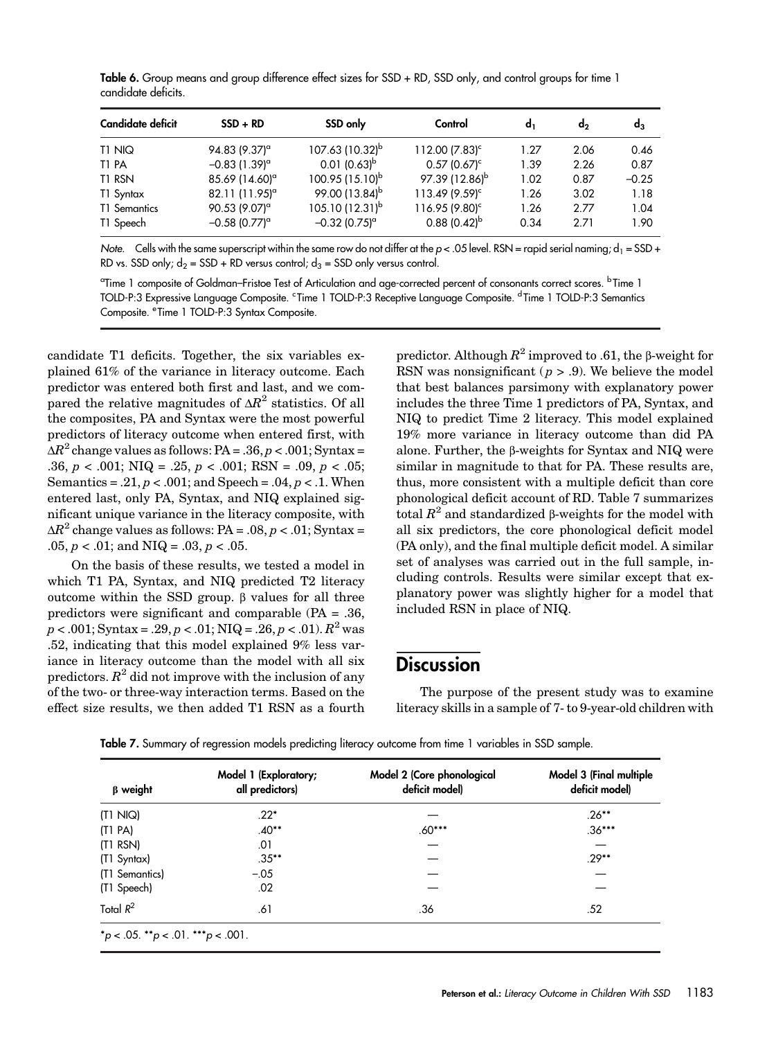**Table 6.** Group means and group difference effect sizes for SSD + RD, SSD only, and control groups for time 1 candidate deficits.

| Candidate deficit | SSD + RD | SSD only | Control | $d_1$ | $d_2$ | $d_3$ |
|---|---|---|---|---|---|---|
| T1 NIQ | 94.83 (9.37)[a] | 107.63 (10.32)[b] | 112.00 (7.83)[c] | 1.27 | 2.06 | 0.46 |
| T1 PA | −0.83 (1.39)[a] | 0.01 (0.63)[b] | 0.57 (0.67)[c] | 1.39 | 2.26 | 0.87 |
| T1 RSN | 85.69 (14.60)[a] | 100.95 (15.10)[b] | 97.39 (12.86)[b] | 1.02 | 0.87 | −0.25 |
| T1 Syntax | 82.11 (11.95)[a] | 99.00 (13.84)[b] | 113.49 (9.59)[c] | 1.26 | 3.02 | 1.18 |
| T1 Semantics | 90.53 (9.07)[a] | 105.10 (12.31)[b] | 116.95 (9.80)[c] | 1.26 | 2.77 | 1.04 |
| T1 Speech | −0.58 (0.77)[a] | −0.32 (0.75)[a] | 0.88 (0.42)[b] | 0.34 | 2.71 | 1.90 |

*Note.* Cells with the same superscript within the same row do not differ at the $p < .05$ level. RSN = rapid serial naming; $d_1$ = SSD + RD vs. SSD only; $d_2$ = SSD + RD versus control; $d_3$ = SSD only versus control.

[a]Time 1 composite of Goldman–Fristoe Test of Articulation and age-corrected percent of consonants correct scores. [b]Time 1 TOLD-P:3 Expressive Language Composite. [c]Time 1 TOLD-P:3 Receptive Language Composite. [d]Time 1 TOLD-P:3 Semantics Composite. [e]Time 1 TOLD-P:3 Syntax Composite.

candidate T1 deficits. Together, the six variables explained 61% of the variance in literacy outcome. Each predictor was entered both first and last, and we compared the relative magnitudes of $\Delta R^2$ statistics. Of all the composites, PA and Syntax were the most powerful predictors of literacy outcome when entered first, with $\Delta R^2$ change values as follows: PA = .36, $p < .001$; Syntax = .36, $p < .001$; NIQ = .25, $p < .001$; RSN = .09, $p < .05$; Semantics = .21, $p < .001$; and Speech = .04, $p < .1$. When entered last, only PA, Syntax, and NIQ explained significant unique variance in the literacy composite, with $\Delta R^2$ change values as follows: PA = .08, $p < .01$; Syntax = .05, $p < .01$; and NIQ = .03, $p < .05$.

On the basis of these results, we tested a model in which T1 PA, Syntax, and NIQ predicted T2 literacy outcome within the SSD group. β values for all three predictors were significant and comparable (PA = .36, $p < .001$; Syntax = .29, $p < .01$; NIQ = .26, $p < .01$). $R^2$ was .52, indicating that this model explained 9% less variance in literacy outcome than the model with all six predictors. $R^2$ did not improve with the inclusion of any of the two- or three-way interaction terms. Based on the effect size results, we then added T1 RSN as a fourth predictor. Although $R^2$ improved to .61, the β-weight for RSN was nonsignificant ($p > .9$). We believe the model that best balances parsimony with explanatory power includes the three Time 1 predictors of PA, Syntax, and NIQ to predict Time 2 literacy. This model explained 19% more variance in literacy outcome than did PA alone. Further, the β-weights for Syntax and NIQ were similar in magnitude to that for PA. These results are, thus, more consistent with a multiple deficit than core phonological deficit account of RD. Table 7 summarizes total $R^2$ and standardized β-weights for the model with all six predictors, the core phonological deficit model (PA only), and the final multiple deficit model. A similar set of analyses was carried out in the full sample, including controls. Results were similar except that explanatory power was slightly higher for a model that included RSN in place of NIQ.

# Discussion

The purpose of the present study was to examine literacy skills in a sample of 7- to 9-year-old children with

**Table 7.** Summary of regression models predicting literacy outcome from time 1 variables in SSD sample.

| β weight | Model 1 (Exploratory; all predictors) | Model 2 (Core phonological deficit model) | Model 3 (Final multiple deficit model) |
|---|---|---|---|
| (T1 NIQ) | .22* | — | .26** |
| (T1 PA) | .40** | .60*** | .36*** |
| (T1 RSN) | .01 | — | — |
| (T1 Syntax) | .35** | — | .29** |
| (T1 Semantics) | −.05 | — | — |
| (T1 Speech) | .02 | — | — |
| Total $R^2$ | .61 | .36 | .52 |

*$p < .05$. **$p < .01$. ***$p < .001$.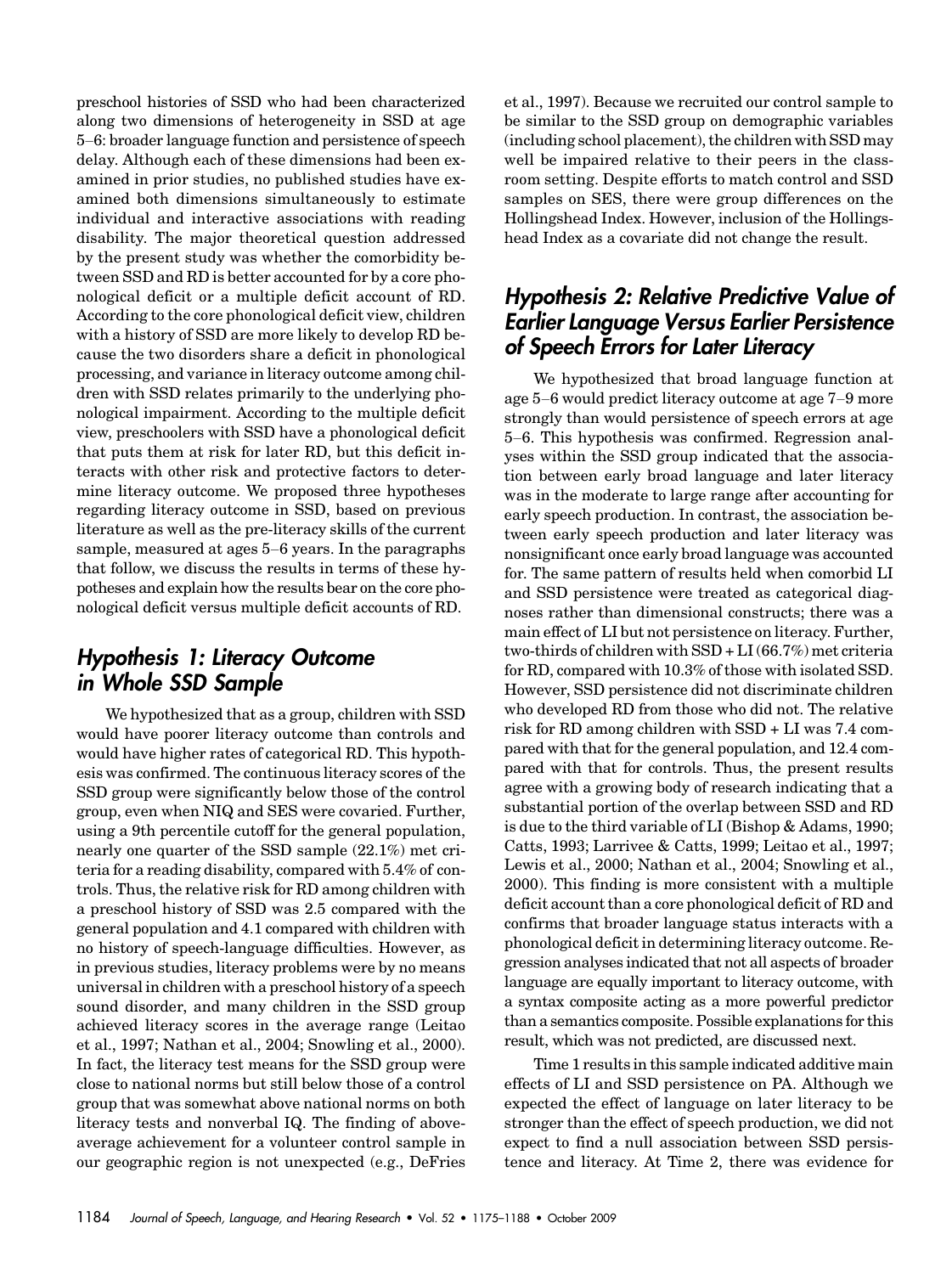preschool histories of SSD who had been characterized along two dimensions of heterogeneity in SSD at age 5–6: broader language function and persistence of speech delay. Although each of these dimensions had been examined in prior studies, no published studies have examined both dimensions simultaneously to estimate individual and interactive associations with reading disability. The major theoretical question addressed by the present study was whether the comorbidity between SSD and RD is better accounted for by a core phonological deficit or a multiple deficit account of RD. According to the core phonological deficit view, children with a history of SSD are more likely to develop RD because the two disorders share a deficit in phonological processing, and variance in literacy outcome among children with SSD relates primarily to the underlying phonological impairment. According to the multiple deficit view, preschoolers with SSD have a phonological deficit that puts them at risk for later RD, but this deficit interacts with other risk and protective factors to determine literacy outcome. We proposed three hypotheses regarding literacy outcome in SSD, based on previous literature as well as the pre-literacy skills of the current sample, measured at ages 5–6 years. In the paragraphs that follow, we discuss the results in terms of these hypotheses and explain how the results bear on the core phonological deficit versus multiple deficit accounts of RD.

## *Hypothesis 1: Literacy Outcome in Whole SSD Sample*

We hypothesized that as a group, children with SSD would have poorer literacy outcome than controls and would have higher rates of categorical RD. This hypothesis was confirmed. The continuous literacy scores of the SSD group were significantly below those of the control group, even when NIQ and SES were covaried. Further, using a 9th percentile cutoff for the general population, nearly one quarter of the SSD sample (22.1%) met criteria for a reading disability, compared with 5.4% of controls. Thus, the relative risk for RD among children with a preschool history of SSD was 2.5 compared with the general population and 4.1 compared with children with no history of speech-language difficulties. However, as in previous studies, literacy problems were by no means universal in children with a preschool history of a speech sound disorder, and many children in the SSD group achieved literacy scores in the average range (Leitao et al., 1997; Nathan et al., 2004; Snowling et al., 2000). In fact, the literacy test means for the SSD group were close to national norms but still below those of a control group that was somewhat above national norms on both literacy tests and nonverbal IQ. The finding of above-average achievement for a volunteer control sample in our geographic region is not unexpected (e.g., DeFries et al., 1997). Because we recruited our control sample to be similar to the SSD group on demographic variables (including school placement), the children with SSD may well be impaired relative to their peers in the classroom setting. Despite efforts to match control and SSD samples on SES, there were group differences on the Hollingshead Index. However, inclusion of the Hollingshead Index as a covariate did not change the result.

## *Hypothesis 2: Relative Predictive Value of Earlier Language Versus Earlier Persistence of Speech Errors for Later Literacy*

We hypothesized that broad language function at age 5–6 would predict literacy outcome at age 7–9 more strongly than would persistence of speech errors at age 5–6. This hypothesis was confirmed. Regression analyses within the SSD group indicated that the association between early broad language and later literacy was in the moderate to large range after accounting for early speech production. In contrast, the association between early speech production and later literacy was nonsignificant once early broad language was accounted for. The same pattern of results held when comorbid LI and SSD persistence were treated as categorical diagnoses rather than dimensional constructs; there was a main effect of LI but not persistence on literacy. Further, two-thirds of children with SSD + LI (66.7%) met criteria for RD, compared with 10.3% of those with isolated SSD. However, SSD persistence did not discriminate children who developed RD from those who did not. The relative risk for RD among children with SSD + LI was 7.4 compared with that for the general population, and 12.4 compared with that for controls. Thus, the present results agree with a growing body of research indicating that a substantial portion of the overlap between SSD and RD is due to the third variable of LI (Bishop & Adams, 1990; Catts, 1993; Larrivee & Catts, 1999; Leitao et al., 1997; Lewis et al., 2000; Nathan et al., 2004; Snowling et al., 2000). This finding is more consistent with a multiple deficit account than a core phonological deficit of RD and confirms that broader language status interacts with a phonological deficit in determining literacy outcome. Regression analyses indicated that not all aspects of broader language are equally important to literacy outcome, with a syntax composite acting as a more powerful predictor than a semantics composite. Possible explanations for this result, which was not predicted, are discussed next.

Time 1 results in this sample indicated additive main effects of LI and SSD persistence on PA. Although we expected the effect of language on later literacy to be stronger than the effect of speech production, we did not expect to find a null association between SSD persistence and literacy. At Time 2, there was evidence for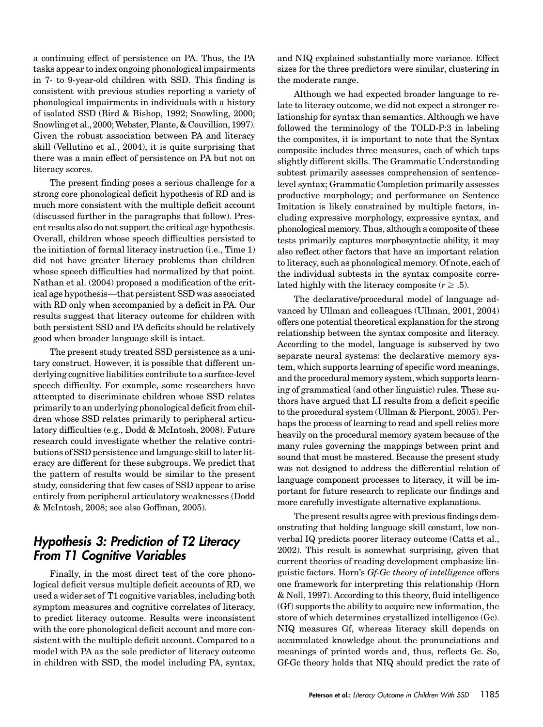a continuing effect of persistence on PA. Thus, the PA tasks appear to index ongoing phonological impairments in 7- to 9-year-old children with SSD. This finding is consistent with previous studies reporting a variety of phonological impairments in individuals with a history of isolated SSD (Bird & Bishop, 1992; Snowling, 2000; Snowling et al., 2000; Webster, Plante, & Couvillion, 1997). Given the robust association between PA and literacy skill (Vellutino et al., 2004), it is quite surprising that there was a main effect of persistence on PA but not on literacy scores.

The present finding poses a serious challenge for a strong core phonological deficit hypothesis of RD and is much more consistent with the multiple deficit account (discussed further in the paragraphs that follow). Present results also do not support the critical age hypothesis. Overall, children whose speech difficulties persisted to the initiation of formal literacy instruction (i.e., Time 1) did not have greater literacy problems than children whose speech difficulties had normalized by that point. Nathan et al. (2004) proposed a modification of the critical age hypothesis—that persistent SSD was associated with RD only when accompanied by a deficit in PA. Our results suggest that literacy outcome for children with both persistent SSD and PA deficits should be relatively good when broader language skill is intact.

The present study treated SSD persistence as a unitary construct. However, it is possible that different underlying cognitive liabilities contribute to a surface-level speech difficulty. For example, some researchers have attempted to discriminate children whose SSD relates primarily to an underlying phonological deficit from children whose SSD relates primarily to peripheral articulatory difficulties (e.g., Dodd & McIntosh, 2008). Future research could investigate whether the relative contributions of SSD persistence and language skill to later literacy are different for these subgroups. We predict that the pattern of results would be similar to the present study, considering that few cases of SSD appear to arise entirely from peripheral articulatory weaknesses (Dodd & McIntosh, 2008; see also Goffman, 2005).

## *Hypothesis 3: Prediction of T2 Literacy From T1 Cognitive Variables*

Finally, in the most direct test of the core phonological deficit versus multiple deficit accounts of RD, we used a wider set of T1 cognitive variables, including both symptom measures and cognitive correlates of literacy, to predict literacy outcome. Results were inconsistent with the core phonological deficit account and more consistent with the multiple deficit account. Compared to a model with PA as the sole predictor of literacy outcome in children with SSD, the model including PA, syntax, and NIQ explained substantially more variance. Effect sizes for the three predictors were similar, clustering in the moderate range.

Although we had expected broader language to relate to literacy outcome, we did not expect a stronger relationship for syntax than semantics. Although we have followed the terminology of the TOLD-P:3 in labeling the composites, it is important to note that the Syntax composite includes three measures, each of which taps slightly different skills. The Grammatic Understanding subtest primarily assesses comprehension of sentence-level syntax; Grammatic Completion primarily assesses productive morphology; and performance on Sentence Imitation is likely constrained by multiple factors, including expressive morphology, expressive syntax, and phonological memory. Thus, although a composite of these tests primarily captures morphosyntactic ability, it may also reflect other factors that have an important relation to literacy, such as phonological memory. Of note, each of the individual subtests in the syntax composite correlated highly with the literacy composite ($r \geq .5$).

The declarative/procedural model of language advanced by Ullman and colleagues (Ullman, 2001, 2004) offers one potential theoretical explanation for the strong relationship between the syntax composite and literacy. According to the model, language is subserved by two separate neural systems: the declarative memory system, which supports learning of specific word meanings, and the procedural memory system, which supports learning of grammatical (and other linguistic) rules. These authors have argued that LI results from a deficit specific to the procedural system (Ullman & Pierpont, 2005). Perhaps the process of learning to read and spell relies more heavily on the procedural memory system because of the many rules governing the mappings between print and sound that must be mastered. Because the present study was not designed to address the differential relation of language component processes to literacy, it will be important for future research to replicate our findings and more carefully investigate alternative explanations.

The present results agree with previous findings demonstrating that holding language skill constant, low nonverbal IQ predicts poorer literacy outcome (Catts et al., 2002). This result is somewhat surprising, given that current theories of reading development emphasize linguistic factors. Horn's *Gf-Gc theory of intelligence* offers one framework for interpreting this relationship (Horn & Noll, 1997). According to this theory, fluid intelligence (Gf) supports the ability to acquire new information, the store of which determines crystallized intelligence (Gc). NIQ measures Gf, whereas literacy skill depends on accumulated knowledge about the pronunciations and meanings of printed words and, thus, reflects Gc. So, Gf-Gc theory holds that NIQ should predict the rate of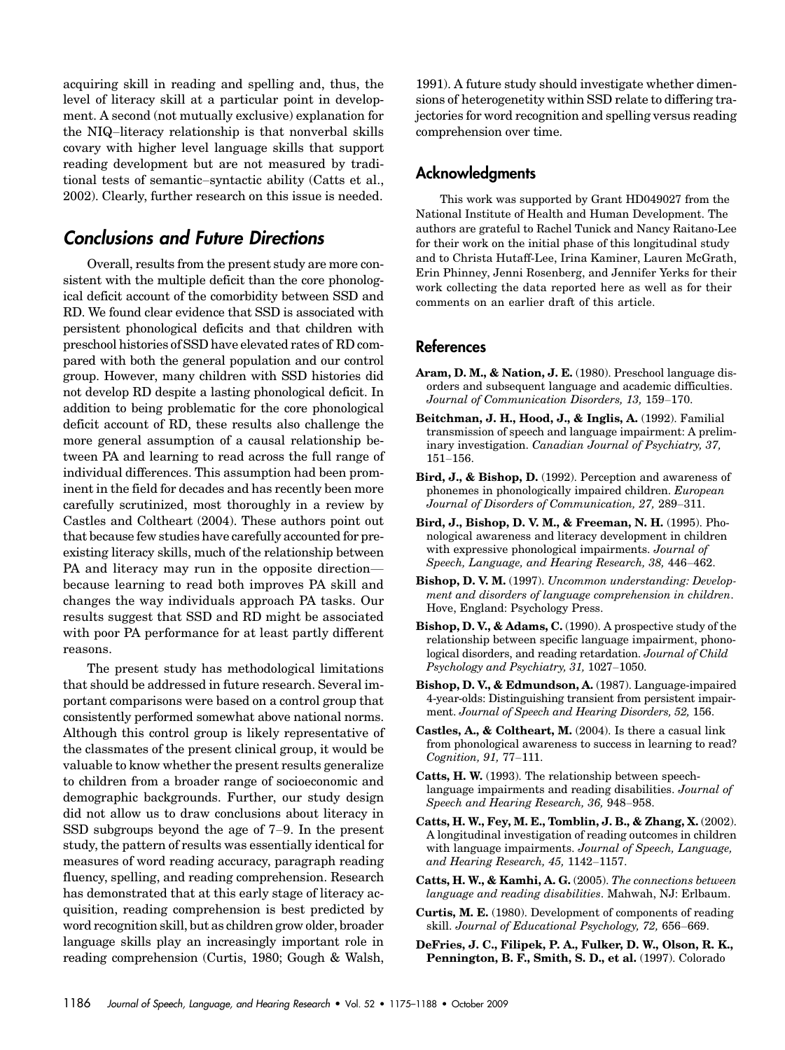acquiring skill in reading and spelling and, thus, the level of literacy skill at a particular point in development. A second (not mutually exclusive) explanation for the NIQ–literacy relationship is that nonverbal skills covary with higher level language skills that support reading development but are not measured by traditional tests of semantic–syntactic ability (Catts et al., 2002). Clearly, further research on this issue is needed.

## Conclusions and Future Directions

Overall, results from the present study are more consistent with the multiple deficit than the core phonological deficit account of the comorbidity between SSD and RD. We found clear evidence that SSD is associated with persistent phonological deficits and that children with preschool histories of SSD have elevated rates of RD compared with both the general population and our control group. However, many children with SSD histories did not develop RD despite a lasting phonological deficit. In addition to being problematic for the core phonological deficit account of RD, these results also challenge the more general assumption of a causal relationship between PA and learning to read across the full range of individual differences. This assumption had been prominent in the field for decades and has recently been more carefully scrutinized, most thoroughly in a review by Castles and Coltheart (2004). These authors point out that because few studies have carefully accounted for preexisting literacy skills, much of the relationship between PA and literacy may run in the opposite direction—because learning to read both improves PA skill and changes the way individuals approach PA tasks. Our results suggest that SSD and RD might be associated with poor PA performance for at least partly different reasons.

The present study has methodological limitations that should be addressed in future research. Several important comparisons were based on a control group that consistently performed somewhat above national norms. Although this control group is likely representative of the classmates of the present clinical group, it would be valuable to know whether the present results generalize to children from a broader range of socioeconomic and demographic backgrounds. Further, our study design did not allow us to draw conclusions about literacy in SSD subgroups beyond the age of 7–9. In the present study, the pattern of results was essentially identical for measures of word reading accuracy, paragraph reading fluency, spelling, and reading comprehension. Research has demonstrated that at this early stage of literacy acquisition, reading comprehension is best predicted by word recognition skill, but as children grow older, broader language skills play an increasingly important role in reading comprehension (Curtis, 1980; Gough & Walsh, 1991). A future study should investigate whether dimensions of heterogenetity within SSD relate to differing trajectories for word recognition and spelling versus reading comprehension over time.

## Acknowledgments

This work was supported by Grant HD049027 from the National Institute of Health and Human Development. The authors are grateful to Rachel Tunick and Nancy Raitano-Lee for their work on the initial phase of this longitudinal study and to Christa Hutaff-Lee, Irina Kaminer, Lauren McGrath, Erin Phinney, Jenni Rosenberg, and Jennifer Yerks for their work collecting the data reported here as well as for their comments on an earlier draft of this article.

## References

**Aram, D. M., & Nation, J. E.** (1980). Preschool language disorders and subsequent language and academic difficulties. *Journal of Communication Disorders, 13,* 159–170.

**Beitchman, J. H., Hood, J., & Inglis, A.** (1992). Familial transmission of speech and language impairment: A preliminary investigation. *Canadian Journal of Psychiatry, 37,* 151–156.

**Bird, J., & Bishop, D.** (1992). Perception and awareness of phonemes in phonologically impaired children. *European Journal of Disorders of Communication, 27,* 289–311.

**Bird, J., Bishop, D. V. M., & Freeman, N. H.** (1995). Phonological awareness and literacy development in children with expressive phonological impairments. *Journal of Speech, Language, and Hearing Research, 38,* 446–462.

**Bishop, D. V. M.** (1997). *Uncommon understanding: Development and disorders of language comprehension in children*. Hove, England: Psychology Press.

**Bishop, D. V., & Adams, C.** (1990). A prospective study of the relationship between specific language impairment, phonological disorders, and reading retardation. *Journal of Child Psychology and Psychiatry, 31,* 1027–1050.

**Bishop, D. V., & Edmundson, A.** (1987). Language-impaired 4-year-olds: Distinguishing transient from persistent impairment. *Journal of Speech and Hearing Disorders, 52,* 156.

**Castles, A., & Coltheart, M.** (2004). Is there a casual link from phonological awareness to success in learning to read? *Cognition, 91,* 77–111.

**Catts, H. W.** (1993). The relationship between speech-language impairments and reading disabilities. *Journal of Speech and Hearing Research, 36,* 948–958.

**Catts, H. W., Fey, M. E., Tomblin, J. B., & Zhang, X.** (2002). A longitudinal investigation of reading outcomes in children with language impairments. *Journal of Speech, Language, and Hearing Research, 45,* 1142–1157.

**Catts, H. W., & Kamhi, A. G.** (2005). *The connections between language and reading disabilities*. Mahwah, NJ: Erlbaum.

**Curtis, M. E.** (1980). Development of components of reading skill. *Journal of Educational Psychology, 72,* 656–669.

**DeFries, J. C., Filipek, P. A., Fulker, D. W., Olson, R. K., Pennington, B. F., Smith, S. D., et al.** (1997). Colorado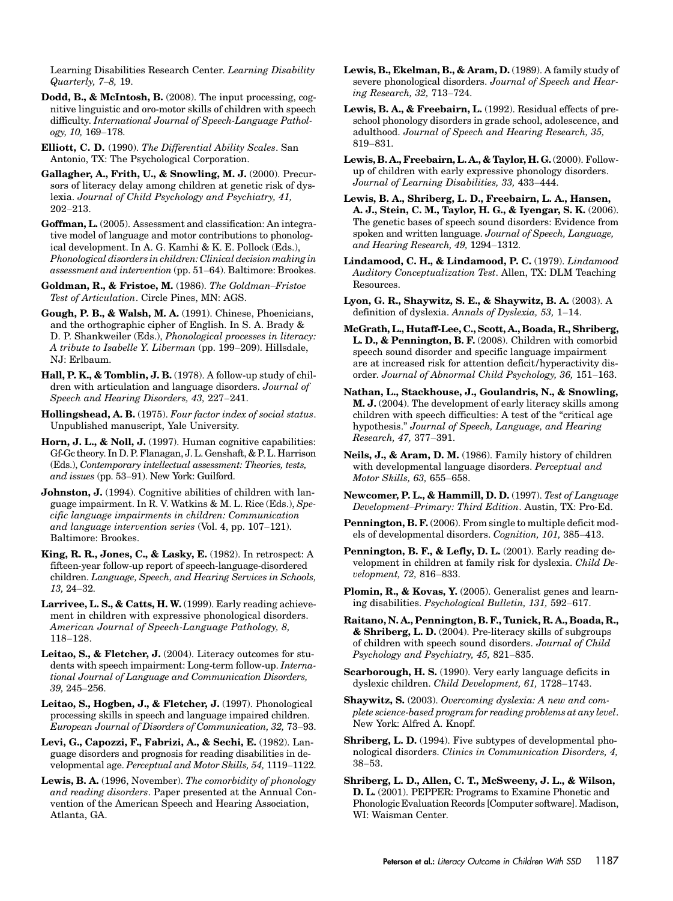Learning Disabilities Research Center. *Learning Disability Quarterly, 7–8,* 19.

**Dodd, B., & McIntosh, B.** (2008). The input processing, cognitive linguistic and oro-motor skills of children with speech difficulty. *International Journal of Speech-Language Pathology, 10,* 169–178.

**Elliott, C. D.** (1990). *The Differential Ability Scales*. San Antonio, TX: The Psychological Corporation.

**Gallagher, A., Frith, U., & Snowling, M. J.** (2000). Precursors of literacy delay among children at genetic risk of dyslexia. *Journal of Child Psychology and Psychiatry, 41,* 202–213.

**Goffman, L.** (2005). Assessment and classification: An integrative model of language and motor contributions to phonological development. In A. G. Kamhi & K. E. Pollock (Eds.), *Phonological disorders in children: Clinical decision making in assessment and intervention* (pp. 51–64). Baltimore: Brookes.

**Goldman, R., & Fristoe, M.** (1986). *The Goldman–Fristoe Test of Articulation*. Circle Pines, MN: AGS.

**Gough, P. B., & Walsh, M. A.** (1991). Chinese, Phoenicians, and the orthographic cipher of English. In S. A. Brady & D. P. Shankweiler (Eds.), *Phonological processes in literacy: A tribute to Isabelle Y. Liberman* (pp. 199–209). Hillsdale, NJ: Erlbaum.

**Hall, P. K., & Tomblin, J. B.** (1978). A follow-up study of children with articulation and language disorders. *Journal of Speech and Hearing Disorders, 43,* 227–241.

**Hollingshead, A. B.** (1975). *Four factor index of social status*. Unpublished manuscript, Yale University.

**Horn, J. L., & Noll, J.** (1997). Human cognitive capabilities: Gf-Gc theory. In D. P. Flanagan, J. L. Genshaft, & P. L. Harrison (Eds.), *Contemporary intellectual assessment: Theories, tests, and issues* (pp. 53–91). New York: Guilford.

**Johnston, J.** (1994). Cognitive abilities of children with language impairment. In R. V. Watkins & M. L. Rice (Eds.), *Specific language impairments in children: Communication and language intervention series* (Vol. 4, pp. 107–121). Baltimore: Brookes.

**King, R. R., Jones, C., & Lasky, E.** (1982). In retrospect: A fifteen-year follow-up report of speech-language-disordered children. *Language, Speech, and Hearing Services in Schools, 13,* 24–32.

**Larrivee, L. S., & Catts, H. W.** (1999). Early reading achievement in children with expressive phonological disorders. *American Journal of Speech-Language Pathology, 8,* 118–128.

**Leitao, S., & Fletcher, J.** (2004). Literacy outcomes for students with speech impairment: Long-term follow-up. *International Journal of Language and Communication Disorders, 39,* 245–256.

**Leitao, S., Hogben, J., & Fletcher, J.** (1997). Phonological processing skills in speech and language impaired children. *European Journal of Disorders of Communication, 32,* 73–93.

**Levi, G., Capozzi, F., Fabrizi, A., & Sechi, E.** (1982). Language disorders and prognosis for reading disabilities in developmental age. *Perceptual and Motor Skills, 54,* 1119–1122.

**Lewis, B. A.** (1996, November). *The comorbidity of phonology and reading disorders*. Paper presented at the Annual Convention of the American Speech and Hearing Association, Atlanta, GA.

**Lewis, B., Ekelman, B., & Aram, D.** (1989). A family study of severe phonological disorders. *Journal of Speech and Hearing Research, 32,* 713–724.

**Lewis, B. A., & Freebairn, L.** (1992). Residual effects of preschool phonology disorders in grade school, adolescence, and adulthood. *Journal of Speech and Hearing Research, 35,* 819–831.

**Lewis, B. A., Freebairn, L. A., & Taylor, H. G.** (2000). Follow-up of children with early expressive phonology disorders. *Journal of Learning Disabilities, 33,* 433–444.

**Lewis, B. A., Shriberg, L. D., Freebairn, L. A., Hansen, A. J., Stein, C. M., Taylor, H. G., & Iyengar, S. K.** (2006). The genetic bases of speech sound disorders: Evidence from spoken and written language. *Journal of Speech, Language, and Hearing Research, 49,* 1294–1312.

**Lindamood, C. H., & Lindamood, P. C.** (1979). *Lindamood Auditory Conceptualization Test*. Allen, TX: DLM Teaching Resources.

**Lyon, G. R., Shaywitz, S. E., & Shaywitz, B. A.** (2003). A definition of dyslexia. *Annals of Dyslexia, 53,* 1–14.

**McGrath, L., Hutaff-Lee, C., Scott, A., Boada, R., Shriberg, L. D., & Pennington, B. F.** (2008). Children with comorbid speech sound disorder and specific language impairment are at increased risk for attention deficit/hyperactivity disorder. *Journal of Abnormal Child Psychology, 36,* 151–163.

**Nathan, L., Stackhouse, J., Goulandris, N., & Snowling, M. J.** (2004). The development of early literacy skills among children with speech difficulties: A test of the "critical age hypothesis." *Journal of Speech, Language, and Hearing Research, 47,* 377–391.

**Neils, J., & Aram, D. M.** (1986). Family history of children with developmental language disorders. *Perceptual and Motor Skills, 63,* 655–658.

**Newcomer, P. L., & Hammill, D. D.** (1997). *Test of Language Development–Primary: Third Edition*. Austin, TX: Pro-Ed.

**Pennington, B. F.** (2006). From single to multiple deficit models of developmental disorders. *Cognition, 101,* 385–413.

**Pennington, B. F., & Lefly, D. L.** (2001). Early reading development in children at family risk for dyslexia. *Child Development, 72,* 816–833.

**Plomin, R., & Kovas, Y.** (2005). Generalist genes and learning disabilities. *Psychological Bulletin, 131,* 592–617.

**Raitano, N. A., Pennington, B. F., Tunick, R. A., Boada, R., & Shriberg, L. D.** (2004). Pre-literacy skills of subgroups of children with speech sound disorders. *Journal of Child Psychology and Psychiatry, 45,* 821–835.

**Scarborough, H. S.** (1990). Very early language deficits in dyslexic children. *Child Development, 61,* 1728–1743.

**Shaywitz, S.** (2003). *Overcoming dyslexia: A new and complete science-based program for reading problems at any level*. New York: Alfred A. Knopf.

**Shriberg, L. D.** (1994). Five subtypes of developmental phonological disorders. *Clinics in Communication Disorders, 4,* 38–53.

**Shriberg, L. D., Allen, C. T., McSweeny, J. L., & Wilson, D. L.** (2001). PEPPER: Programs to Examine Phonetic and Phonologic Evaluation Records [Computer software]. Madison, WI: Waisman Center.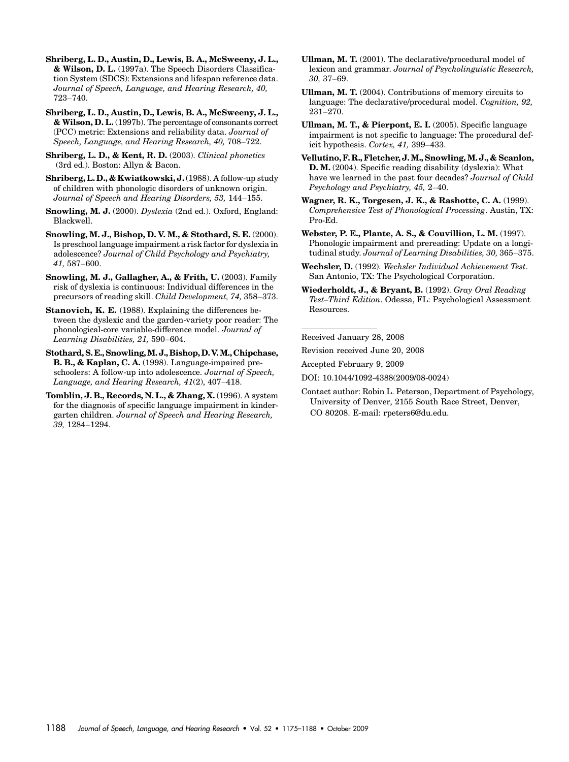**Shriberg, L. D., Austin, D., Lewis, B. A., McSweeny, J. L., & Wilson, D. L.** (1997a). The Speech Disorders Classification System (SDCS): Extensions and lifespan reference data. *Journal of Speech, Language, and Hearing Research, 40,* 723–740.

**Shriberg, L. D., Austin, D., Lewis, B. A., McSweeny, J. L., & Wilson, D. L.** (1997b). The percentage of consonants correct (PCC) metric: Extensions and reliability data. *Journal of Speech, Language, and Hearing Research, 40,* 708–722.

**Shriberg, L. D., & Kent, R. D.** (2003). *Clinical phonetics* (3rd ed.). Boston: Allyn & Bacon.

**Shriberg, L. D., & Kwiatkowski, J.** (1988). A follow-up study of children with phonologic disorders of unknown origin. *Journal of Speech and Hearing Disorders, 53,* 144–155.

**Snowling, M. J.** (2000). *Dyslexia* (2nd ed.). Oxford, England: Blackwell.

**Snowling, M. J., Bishop, D. V. M., & Stothard, S. E.** (2000). Is preschool language impairment a risk factor for dyslexia in adolescence? *Journal of Child Psychology and Psychiatry, 41,* 587–600.

**Snowling, M. J., Gallagher, A., & Frith, U.** (2003). Family risk of dyslexia is continuous: Individual differences in the precursors of reading skill. *Child Development, 74,* 358–373.

**Stanovich, K. E.** (1988). Explaining the differences between the dyslexic and the garden-variety poor reader: The phonological-core variable-difference model. *Journal of Learning Disabilities, 21,* 590–604.

**Stothard, S. E., Snowling, M. J., Bishop, D. V. M., Chipchase, B. B., & Kaplan, C. A.** (1998). Language-impaired preschoolers: A follow-up into adolescence. *Journal of Speech, Language, and Hearing Research, 41*(2), 407–418.

**Tomblin, J. B., Records, N. L., & Zhang, X.** (1996). A system for the diagnosis of specific language impairment in kindergarten children. *Journal of Speech and Hearing Research, 39,* 1284–1294.

**Ullman, M. T.** (2001). The declarative/procedural model of lexicon and grammar. *Journal of Psycholinguistic Research, 30,* 37–69.

**Ullman, M. T.** (2004). Contributions of memory circuits to language: The declarative/procedural model. *Cognition, 92,* 231–270.

**Ullman, M. T., & Pierpont, E. I.** (2005). Specific language impairment is not specific to language: The procedural deficit hypothesis. *Cortex, 41,* 399–433.

**Vellutino, F. R., Fletcher, J. M., Snowling, M. J., & Scanlon, D. M.** (2004). Specific reading disability (dyslexia): What have we learned in the past four decades? *Journal of Child Psychology and Psychiatry, 45,* 2–40.

**Wagner, R. K., Torgesen, J. K., & Rashotte, C. A.** (1999). *Comprehensive Test of Phonological Processing*. Austin, TX: Pro-Ed.

**Webster, P. E., Plante, A. S., & Couvillion, L. M.** (1997). Phonologic impairment and prereading: Update on a longitudinal study. *Journal of Learning Disabilities, 30,* 365–375.

**Wechsler, D.** (1992). *Wechsler Individual Achievement Test*. San Antonio, TX: The Psychological Corporation.

**Wiederholdt, J., & Bryant, B.** (1992). *Gray Oral Reading Test–Third Edition*. Odessa, FL: Psychological Assessment Resources.

---

Received January 28, 2008

Revision received June 20, 2008

Accepted February 9, 2009

DOI: 10.1044/1092-4388(2009/08-0024)

Contact author: Robin L. Peterson, Department of Psychology, University of Denver, 2155 South Race Street, Denver, CO 80208. E-mail: rpeters6@du.edu.